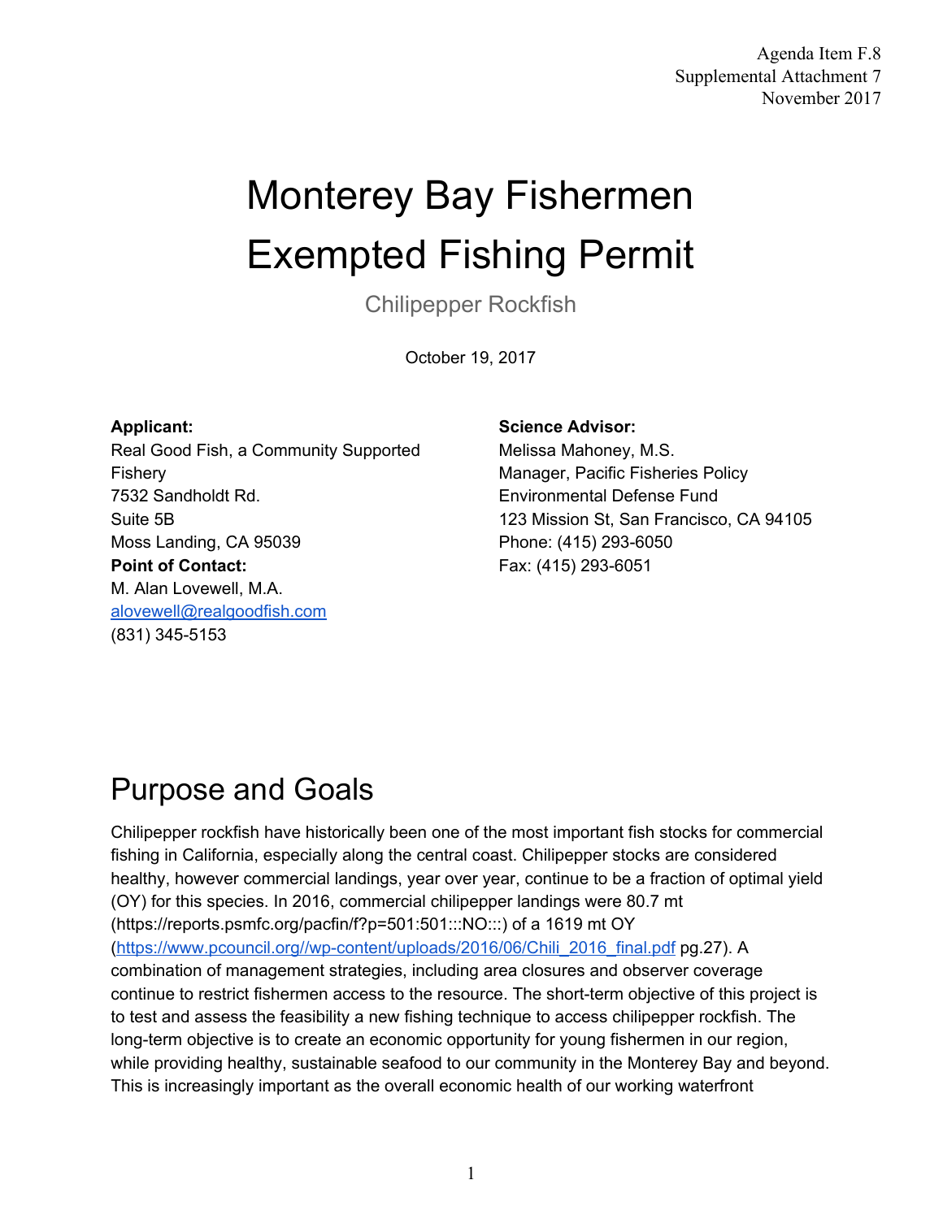Agenda Item F.8
Supplemental Attachment 7
November 2017

# Monterey Bay Fishermen Exempted Fishing Permit

Chilipepper Rockfish

October 19, 2017

**Applicant:**
Real Good Fish, a Community Supported Fishery
7532 Sandholdt Rd.
Suite 5B
Moss Landing, CA 95039
**Point of Contact:**
M. Alan Lovewell, M.A.
[alovewell@realgoodfish.com](mailto:alovewell@realgoodfish.com)
(831) 345-5153

**Science Advisor:**
Melissa Mahoney, M.S.
Manager, Pacific Fisheries Policy
Environmental Defense Fund
123 Mission St, San Francisco, CA 94105
Phone: (415) 293-6050
Fax: (415) 293-6051

## Purpose and Goals

Chilipepper rockfish have historically been one of the most important fish stocks for commercial fishing in California, especially along the central coast. Chilipepper stocks are considered healthy, however commercial landings, year over year, continue to be a fraction of optimal yield (OY) for this species. In 2016, commercial chilipepper landings were 80.7 mt (https://reports.psmfc.org/pacfin/f?p=501:501:::NO:::) of a 1619 mt OY ([https://www.pcouncil.org//wp-content/uploads/2016/06/Chili_2016_final.pdf](https://www.pcouncil.org//wp-content/uploads/2016/06/Chili_2016_final.pdf) pg.27). A combination of management strategies, including area closures and observer coverage continue to restrict fishermen access to the resource. The short-term objective of this project is to test and assess the feasibility a new fishing technique to access chilipepper rockfish. The long-term objective is to create an economic opportunity for young fishermen in our region, while providing healthy, sustainable seafood to our community in the Monterey Bay and beyond. This is increasingly important as the overall economic health of our working waterfront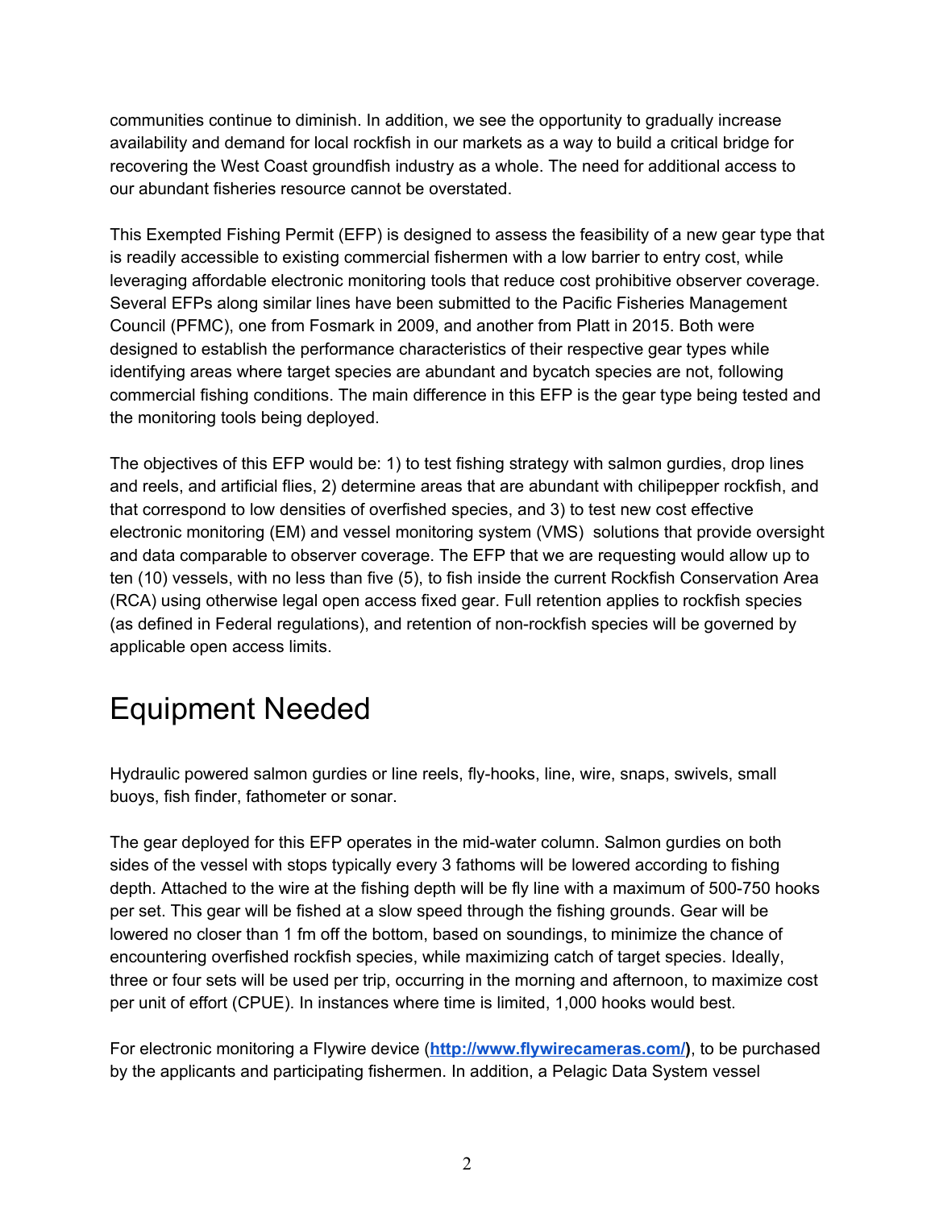communities continue to diminish. In addition, we see the opportunity to gradually increase availability and demand for local rockfish in our markets as a way to build a critical bridge for recovering the West Coast groundfish industry as a whole. The need for additional access to our abundant fisheries resource cannot be overstated.

This Exempted Fishing Permit (EFP) is designed to assess the feasibility of a new gear type that is readily accessible to existing commercial fishermen with a low barrier to entry cost, while leveraging affordable electronic monitoring tools that reduce cost prohibitive observer coverage. Several EFPs along similar lines have been submitted to the Pacific Fisheries Management Council (PFMC), one from Fosmark in 2009, and another from Platt in 2015. Both were designed to establish the performance characteristics of their respective gear types while identifying areas where target species are abundant and bycatch species are not, following commercial fishing conditions. The main difference in this EFP is the gear type being tested and the monitoring tools being deployed.

The objectives of this EFP would be: 1) to test fishing strategy with salmon gurdies, drop lines and reels, and artificial flies, 2) determine areas that are abundant with chilipepper rockfish, and that correspond to low densities of overfished species, and 3) to test new cost effective electronic monitoring (EM) and vessel monitoring system (VMS) solutions that provide oversight and data comparable to observer coverage. The EFP that we are requesting would allow up to ten (10) vessels, with no less than five (5), to fish inside the current Rockfish Conservation Area (RCA) using otherwise legal open access fixed gear. Full retention applies to rockfish species (as defined in Federal regulations), and retention of non-rockfish species will be governed by applicable open access limits.

# Equipment Needed

Hydraulic powered salmon gurdies or line reels, fly-hooks, line, wire, snaps, swivels, small buoys, fish finder, fathometer or sonar.

The gear deployed for this EFP operates in the mid-water column. Salmon gurdies on both sides of the vessel with stops typically every 3 fathoms will be lowered according to fishing depth. Attached to the wire at the fishing depth will be fly line with a maximum of 500-750 hooks per set. This gear will be fished at a slow speed through the fishing grounds. Gear will be lowered no closer than 1 fm off the bottom, based on soundings, to minimize the chance of encountering overfished rockfish species, while maximizing catch of target species. Ideally, three or four sets will be used per trip, occurring in the morning and afternoon, to maximize cost per unit of effort (CPUE). In instances where time is limited, 1,000 hooks would best.

For electronic monitoring a Flywire device (**[http://www.flywirecameras.com/](http://www.flywirecameras.com/))**, to be purchased by the applicants and participating fishermen. In addition, a Pelagic Data System vessel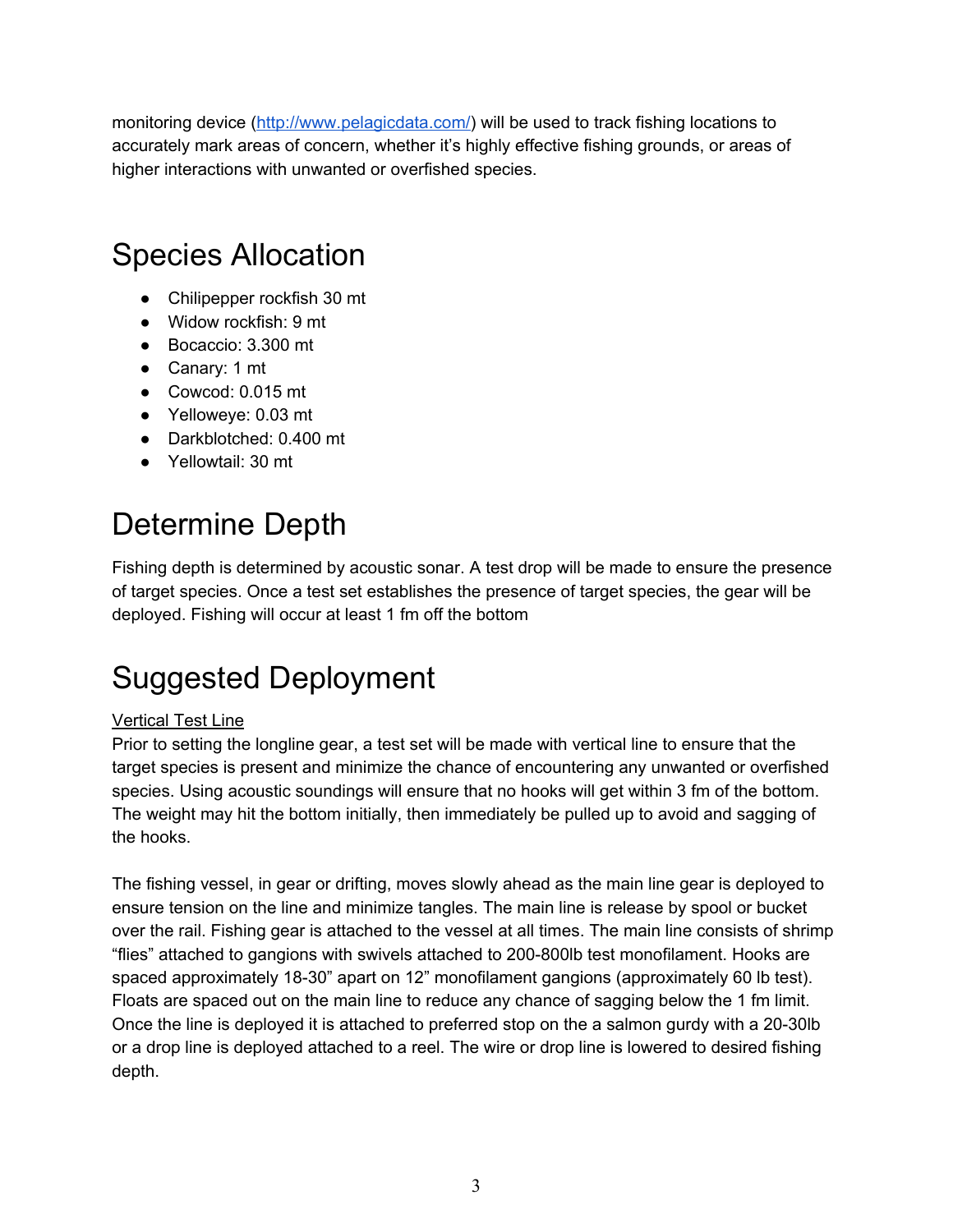monitoring device (http://www.pelagicdata.com/) will be used to track fishing locations to accurately mark areas of concern, whether it's highly effective fishing grounds, or areas of higher interactions with unwanted or overfished species.

# Species Allocation

- Chilipepper rockfish 30 mt
- Widow rockfish: 9 mt
- Bocaccio: 3.300 mt
- Canary: 1 mt
- Cowcod: 0.015 mt
- Yelloweye: 0.03 mt
- Darkblotched: 0.400 mt
- Yellowtail: 30 mt

# Determine Depth

Fishing depth is determined by acoustic sonar. A test drop will be made to ensure the presence of target species. Once a test set establishes the presence of target species, the gear will be deployed. Fishing will occur at least 1 fm off the bottom

# Suggested Deployment

Vertical Test Line

Prior to setting the longline gear, a test set will be made with vertical line to ensure that the target species is present and minimize the chance of encountering any unwanted or overfished species. Using acoustic soundings will ensure that no hooks will get within 3 fm of the bottom. The weight may hit the bottom initially, then immediately be pulled up to avoid and sagging of the hooks.

The fishing vessel, in gear or drifting, moves slowly ahead as the main line gear is deployed to ensure tension on the line and minimize tangles. The main line is release by spool or bucket over the rail. Fishing gear is attached to the vessel at all times. The main line consists of shrimp "flies" attached to gangions with swivels attached to 200-800lb test monofilament. Hooks are spaced approximately 18-30" apart on 12" monofilament gangions (approximately 60 lb test). Floats are spaced out on the main line to reduce any chance of sagging below the 1 fm limit. Once the line is deployed it is attached to preferred stop on the a salmon gurdy with a 20-30lb or a drop line is deployed attached to a reel. The wire or drop line is lowered to desired fishing depth.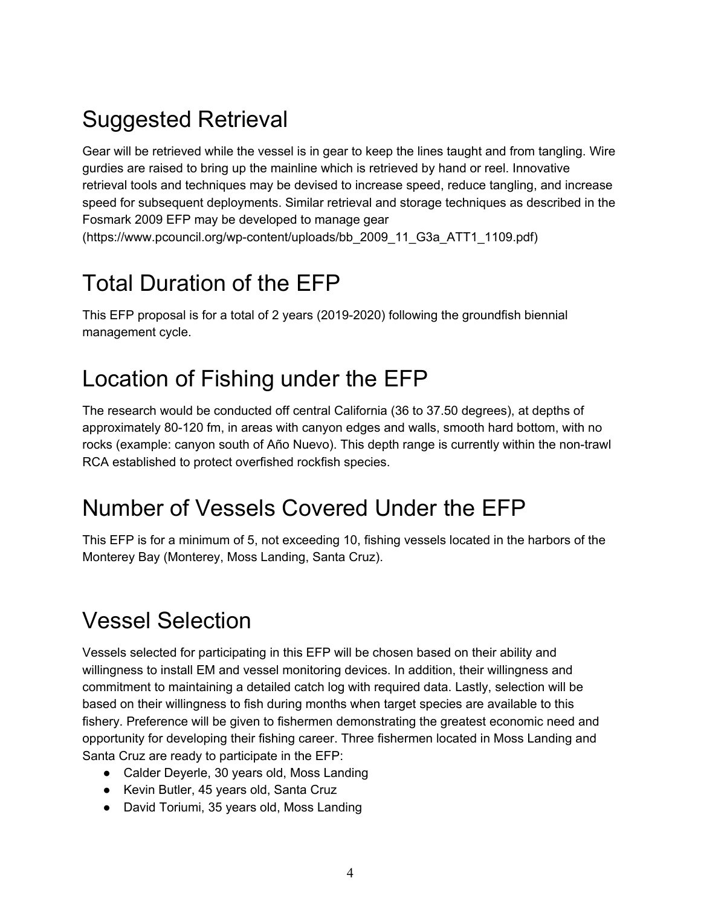# Suggested Retrieval

Gear will be retrieved while the vessel is in gear to keep the lines taught and from tangling. Wire gurdies are raised to bring up the mainline which is retrieved by hand or reel. Innovative retrieval tools and techniques may be devised to increase speed, reduce tangling, and increase speed for subsequent deployments. Similar retrieval and storage techniques as described in the Fosmark 2009 EFP may be developed to manage gear (https://www.pcouncil.org/wp-content/uploads/bb_2009_11_G3a_ATT1_1109.pdf)

# Total Duration of the EFP

This EFP proposal is for a total of 2 years (2019-2020) following the groundfish biennial management cycle.

# Location of Fishing under the EFP

The research would be conducted off central California (36 to 37.50 degrees), at depths of approximately 80-120 fm, in areas with canyon edges and walls, smooth hard bottom, with no rocks (example: canyon south of Año Nuevo). This depth range is currently within the non-trawl RCA established to protect overfished rockfish species.

# Number of Vessels Covered Under the EFP

This EFP is for a minimum of 5, not exceeding 10, fishing vessels located in the harbors of the Monterey Bay (Monterey, Moss Landing, Santa Cruz).

# Vessel Selection

Vessels selected for participating in this EFP will be chosen based on their ability and willingness to install EM and vessel monitoring devices. In addition, their willingness and commitment to maintaining a detailed catch log with required data. Lastly, selection will be based on their willingness to fish during months when target species are available to this fishery. Preference will be given to fishermen demonstrating the greatest economic need and opportunity for developing their fishing career. Three fishermen located in Moss Landing and Santa Cruz are ready to participate in the EFP:

- Calder Deyerle, 30 years old, Moss Landing
- Kevin Butler, 45 years old, Santa Cruz
- David Toriumi, 35 years old, Moss Landing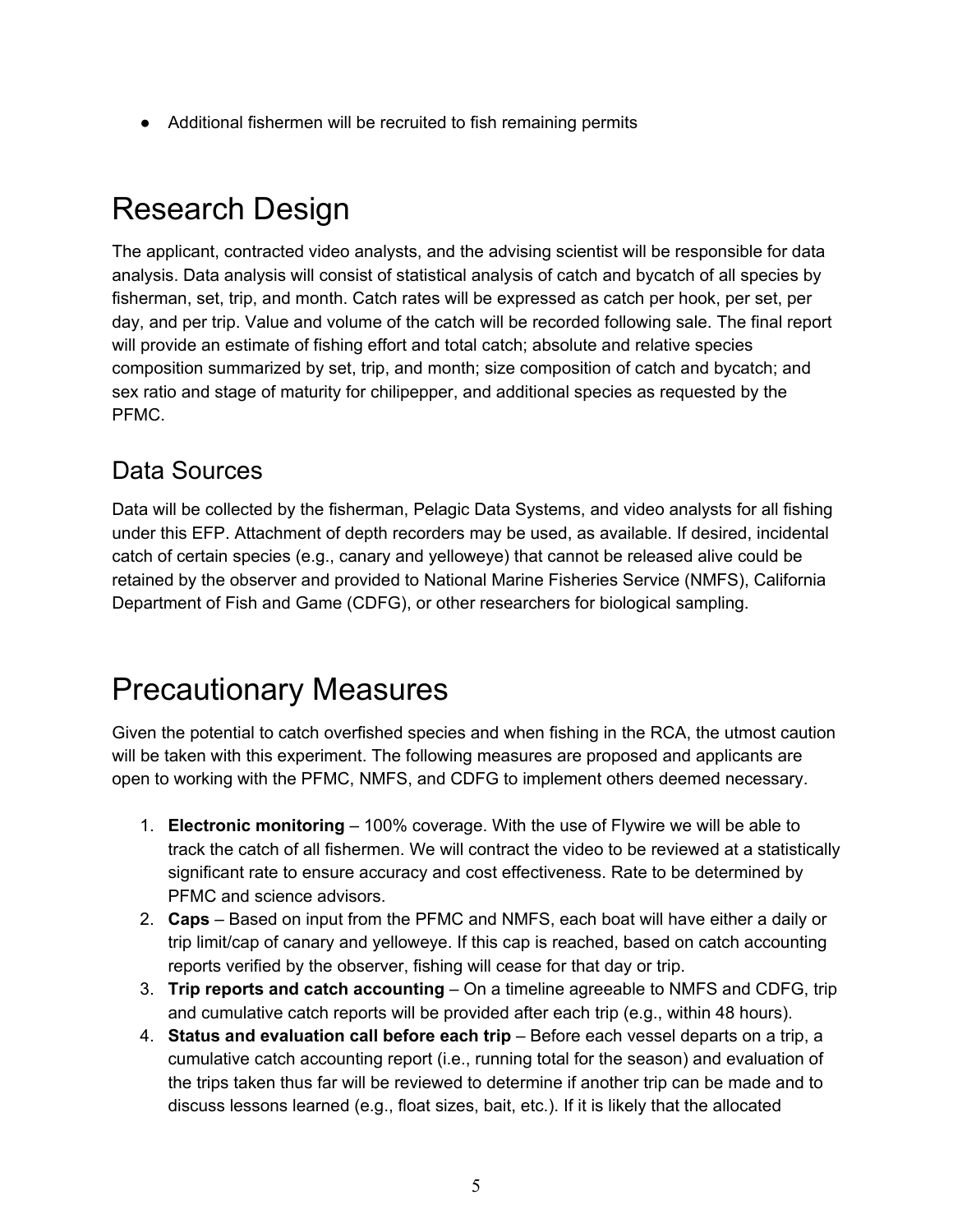- Additional fishermen will be recruited to fish remaining permits

# Research Design

The applicant, contracted video analysts, and the advising scientist will be responsible for data analysis. Data analysis will consist of statistical analysis of catch and bycatch of all species by fisherman, set, trip, and month. Catch rates will be expressed as catch per hook, per set, per day, and per trip. Value and volume of the catch will be recorded following sale. The final report will provide an estimate of fishing effort and total catch; absolute and relative species composition summarized by set, trip, and month; size composition of catch and bycatch; and sex ratio and stage of maturity for chilipepper, and additional species as requested by the PFMC.

## Data Sources

Data will be collected by the fisherman, Pelagic Data Systems, and video analysts for all fishing under this EFP. Attachment of depth recorders may be used, as available. If desired, incidental catch of certain species (e.g., canary and yelloweye) that cannot be released alive could be retained by the observer and provided to National Marine Fisheries Service (NMFS), California Department of Fish and Game (CDFG), or other researchers for biological sampling.

# Precautionary Measures

Given the potential to catch overfished species and when fishing in the RCA, the utmost caution will be taken with this experiment. The following measures are proposed and applicants are open to working with the PFMC, NMFS, and CDFG to implement others deemed necessary.

1. **Electronic monitoring** – 100% coverage. With the use of Flywire we will be able to track the catch of all fishermen. We will contract the video to be reviewed at a statistically significant rate to ensure accuracy and cost effectiveness. Rate to be determined by PFMC and science advisors.
2. **Caps** – Based on input from the PFMC and NMFS, each boat will have either a daily or trip limit/cap of canary and yelloweye. If this cap is reached, based on catch accounting reports verified by the observer, fishing will cease for that day or trip.
3. **Trip reports and catch accounting** – On a timeline agreeable to NMFS and CDFG, trip and cumulative catch reports will be provided after each trip (e.g., within 48 hours).
4. **Status and evaluation call before each trip** – Before each vessel departs on a trip, a cumulative catch accounting report (i.e., running total for the season) and evaluation of the trips taken thus far will be reviewed to determine if another trip can be made and to discuss lessons learned (e.g., float sizes, bait, etc.). If it is likely that the allocated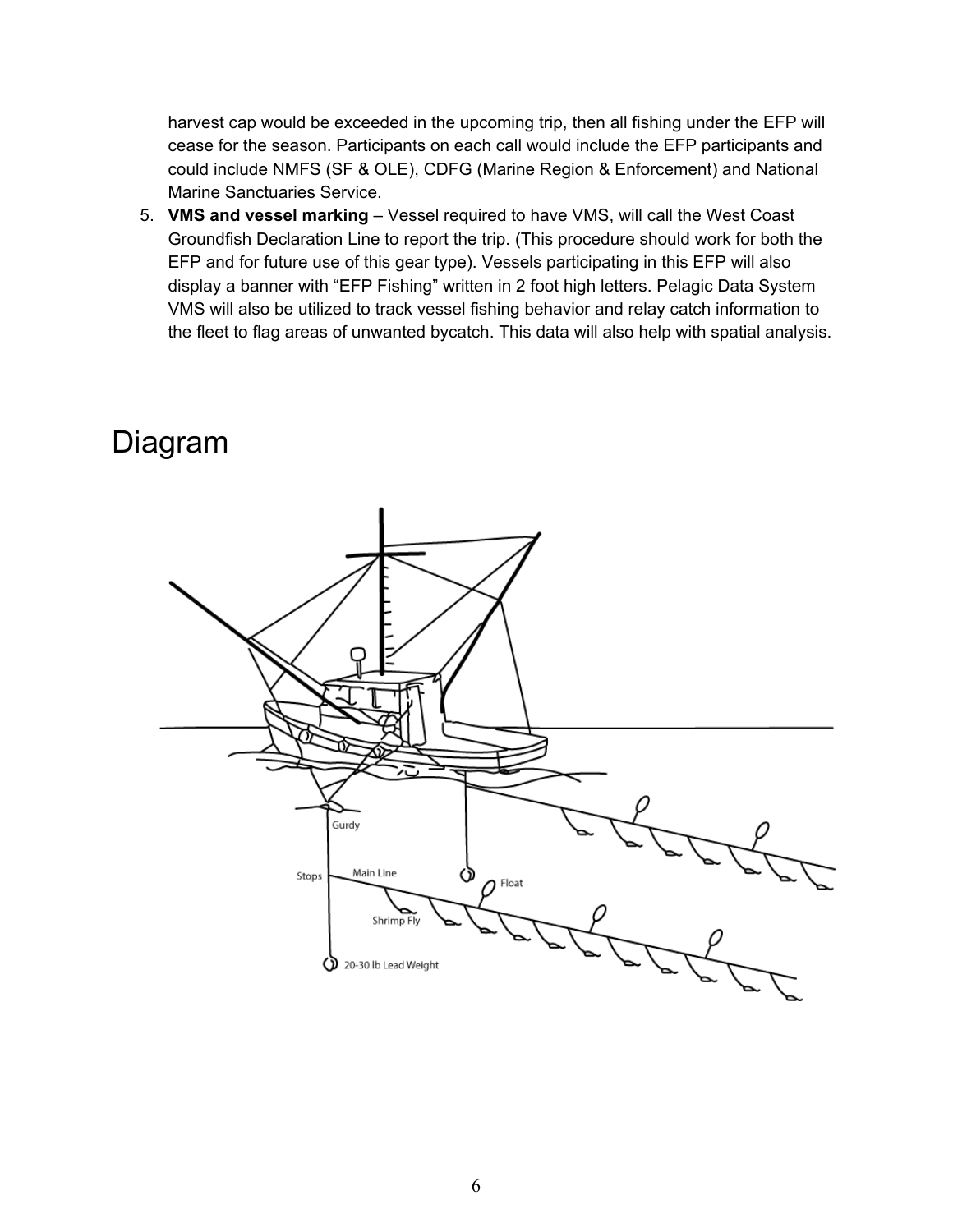harvest cap would be exceeded in the upcoming trip, then all fishing under the EFP will cease for the season. Participants on each call would include the EFP participants and could include NMFS (SF & OLE), CDFG (Marine Region & Enforcement) and National Marine Sanctuaries Service.

5. **VMS and vessel marking** – Vessel required to have VMS, will call the West Coast Groundfish Declaration Line to report the trip. (This procedure should work for both the EFP and for future use of this gear type). Vessels participating in this EFP will also display a banner with "EFP Fishing" written in 2 foot high letters. Pelagic Data System VMS will also be utilized to track vessel fishing behavior and relay catch information to the fleet to flag areas of unwanted bycatch. This data will also help with spatial analysis.

# Diagram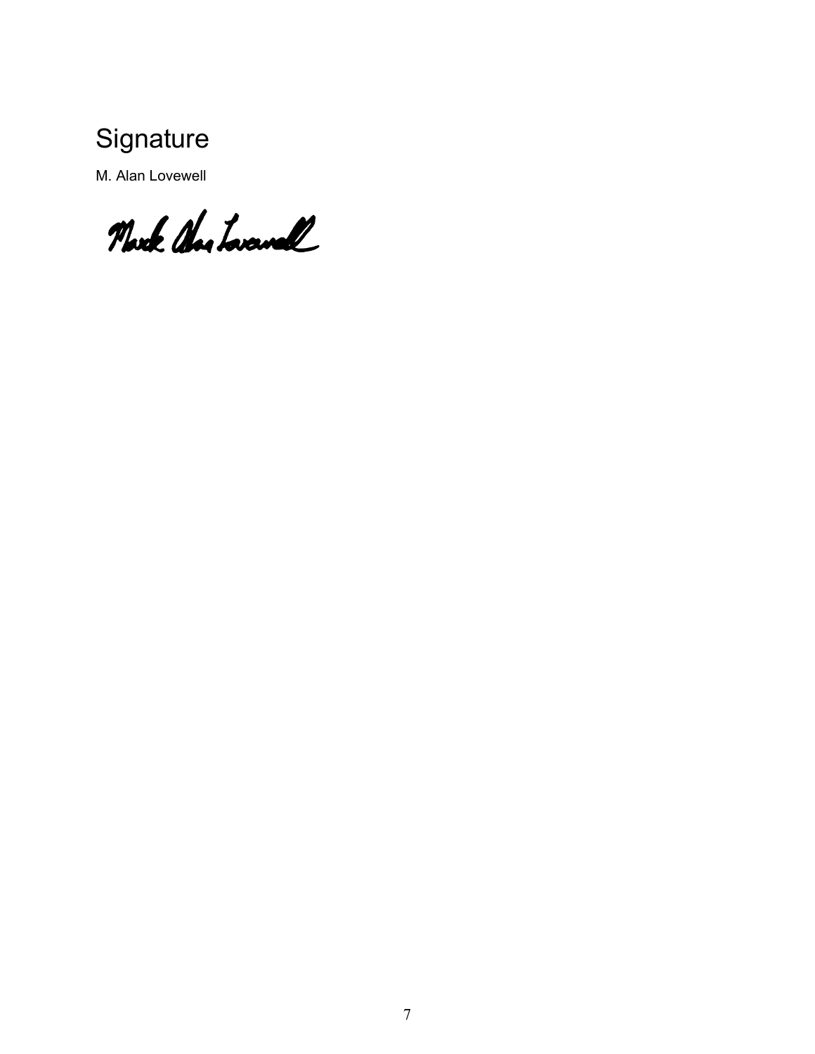# Signature

M. Alan Lovewell